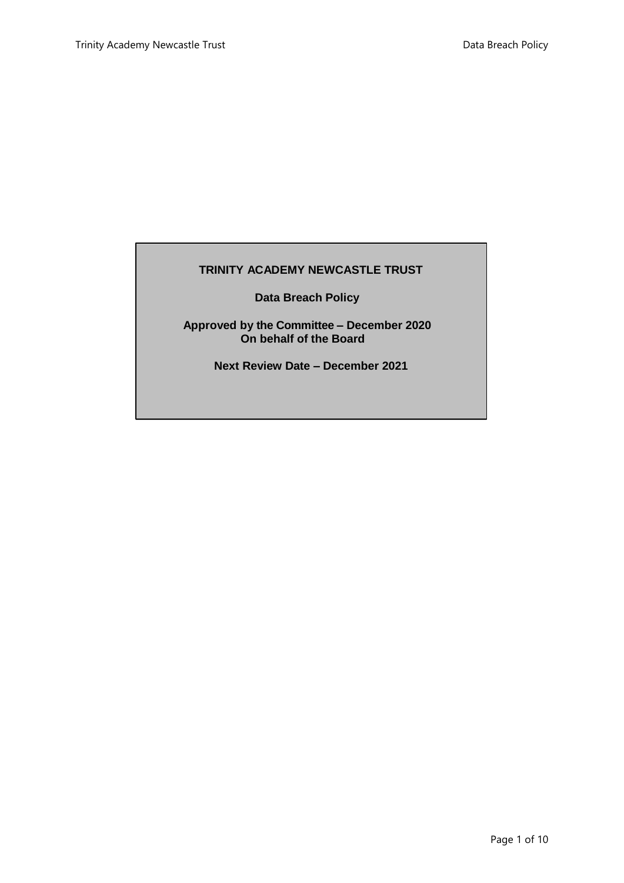**TRINITY ACADEMY NEWCASTLE TRUST**

**Data Breach Policy**

**Approved by the Committee – December 2020**
**On behalf of the Board**

**Next Review Date – December 2021**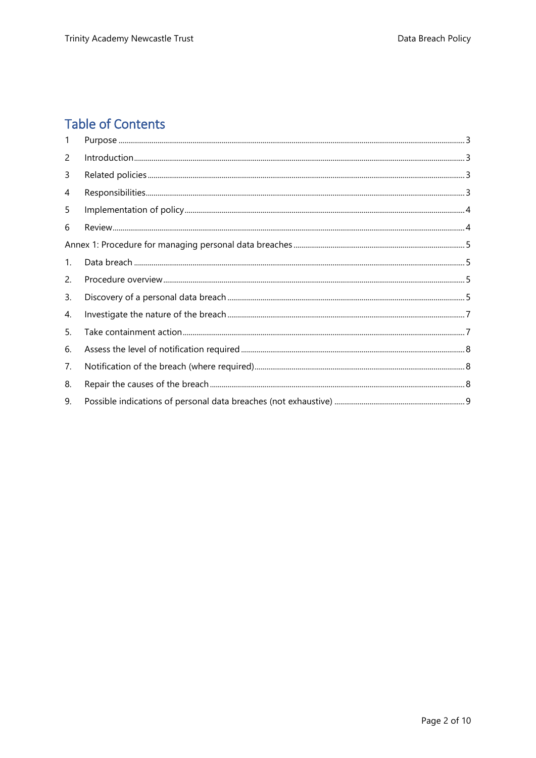# Table of Contents

1 Purpose ........................................................................................................ 3

2 Introduction ................................................................................................. 3

3 Related policies ........................................................................................... 3

4 Responsibilities ........................................................................................... 3

5 Implementation of policy ............................................................................ 4

6 Review ......................................................................................................... 4

Annex 1: Procedure for managing personal data breaches ............................ 5

1. Data breach ................................................................................................ 5

2. Procedure overview .................................................................................... 5

3. Discovery of a personal data breach .......................................................... 5

4. Investigate the nature of the breach ........................................................... 7

5. Take containment action ............................................................................. 7

6. Assess the level of notification required ..................................................... 8

7. Notification of the breach (where required) ................................................ 8

8. Repair the causes of the breach ................................................................. 8

9. Possible indications of personal data breaches (not exhaustive) .............. 9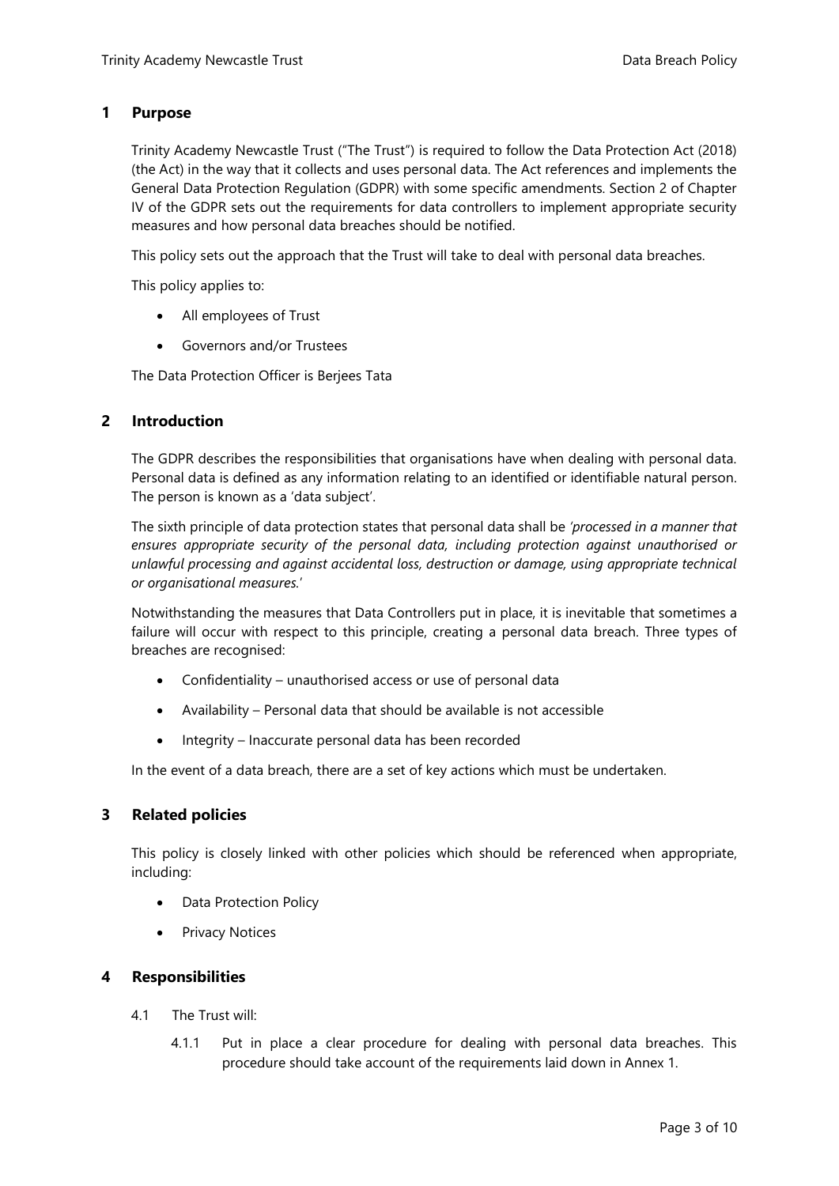## 1 Purpose

Trinity Academy Newcastle Trust ("The Trust") is required to follow the Data Protection Act (2018) (the Act) in the way that it collects and uses personal data. The Act references and implements the General Data Protection Regulation (GDPR) with some specific amendments. Section 2 of Chapter IV of the GDPR sets out the requirements for data controllers to implement appropriate security measures and how personal data breaches should be notified.

This policy sets out the approach that the Trust will take to deal with personal data breaches.

This policy applies to:

- All employees of Trust
- Governors and/or Trustees

The Data Protection Officer is Berjees Tata

## 2 Introduction

The GDPR describes the responsibilities that organisations have when dealing with personal data. Personal data is defined as any information relating to an identified or identifiable natural person. The person is known as a 'data subject'.

The sixth principle of data protection states that personal data shall be *'processed in a manner that ensures appropriate security of the personal data, including protection against unauthorised or unlawful processing and against accidental loss, destruction or damage, using appropriate technical or organisational measures.'*

Notwithstanding the measures that Data Controllers put in place, it is inevitable that sometimes a failure will occur with respect to this principle, creating a personal data breach. Three types of breaches are recognised:

- Confidentiality – unauthorised access or use of personal data
- Availability – Personal data that should be available is not accessible
- Integrity – Inaccurate personal data has been recorded

In the event of a data breach, there are a set of key actions which must be undertaken.

## 3 Related policies

This policy is closely linked with other policies which should be referenced when appropriate, including:

- Data Protection Policy
- Privacy Notices

## 4 Responsibilities

4.1 The Trust will:

4.1.1 Put in place a clear procedure for dealing with personal data breaches. This procedure should take account of the requirements laid down in Annex 1.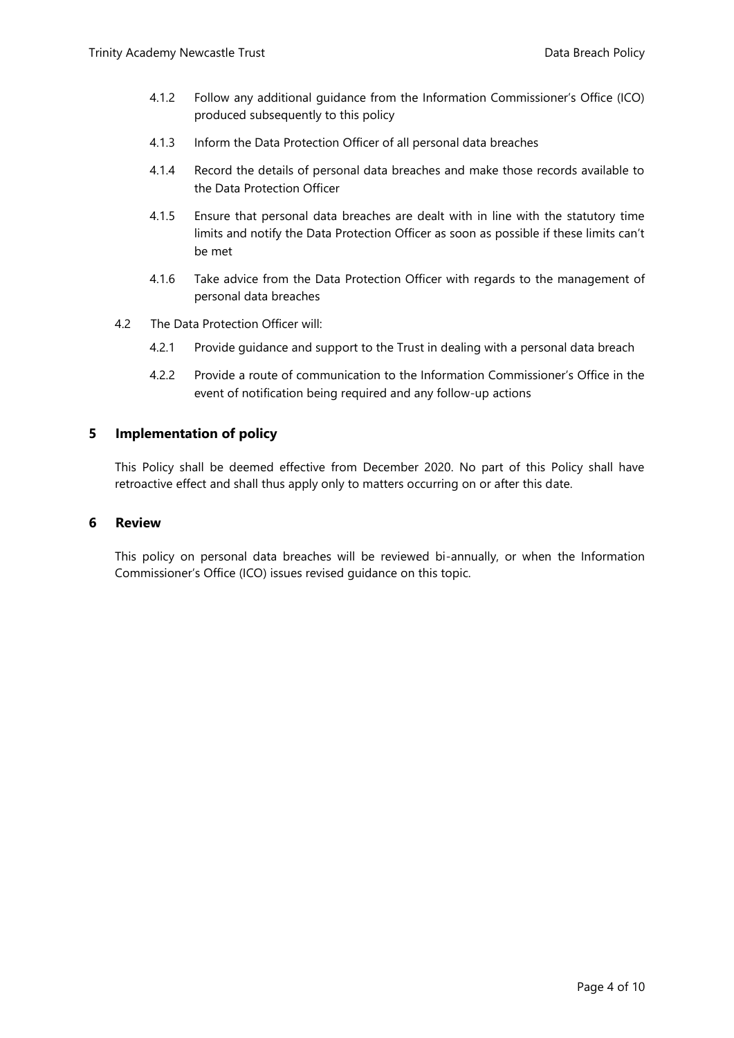4.1.2 Follow any additional guidance from the Information Commissioner's Office (ICO) produced subsequently to this policy

4.1.3 Inform the Data Protection Officer of all personal data breaches

4.1.4 Record the details of personal data breaches and make those records available to the Data Protection Officer

4.1.5 Ensure that personal data breaches are dealt with in line with the statutory time limits and notify the Data Protection Officer as soon as possible if these limits can't be met

4.1.6 Take advice from the Data Protection Officer with regards to the management of personal data breaches

4.2 The Data Protection Officer will:

4.2.1 Provide guidance and support to the Trust in dealing with a personal data breach

4.2.2 Provide a route of communication to the Information Commissioner's Office in the event of notification being required and any follow-up actions

## 5 Implementation of policy

This Policy shall be deemed effective from December 2020. No part of this Policy shall have retroactive effect and shall thus apply only to matters occurring on or after this date.

## 6 Review

This policy on personal data breaches will be reviewed bi-annually, or when the Information Commissioner's Office (ICO) issues revised guidance on this topic.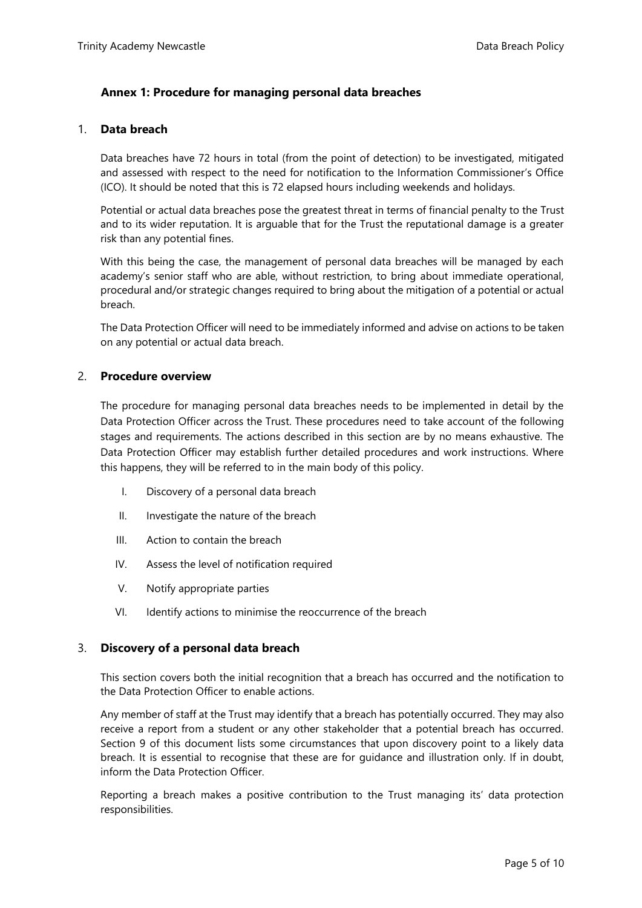## Annex 1: Procedure for managing personal data breaches

### 1. Data breach

Data breaches have 72 hours in total (from the point of detection) to be investigated, mitigated and assessed with respect to the need for notification to the Information Commissioner's Office (ICO). It should be noted that this is 72 elapsed hours including weekends and holidays.

Potential or actual data breaches pose the greatest threat in terms of financial penalty to the Trust and to its wider reputation. It is arguable that for the Trust the reputational damage is a greater risk than any potential fines.

With this being the case, the management of personal data breaches will be managed by each academy's senior staff who are able, without restriction, to bring about immediate operational, procedural and/or strategic changes required to bring about the mitigation of a potential or actual breach.

The Data Protection Officer will need to be immediately informed and advise on actions to be taken on any potential or actual data breach.

### 2. Procedure overview

The procedure for managing personal data breaches needs to be implemented in detail by the Data Protection Officer across the Trust. These procedures need to take account of the following stages and requirements. The actions described in this section are by no means exhaustive. The Data Protection Officer may establish further detailed procedures and work instructions. Where this happens, they will be referred to in the main body of this policy.

I. Discovery of a personal data breach

II. Investigate the nature of the breach

III. Action to contain the breach

IV. Assess the level of notification required

V. Notify appropriate parties

VI. Identify actions to minimise the reoccurrence of the breach

### 3. Discovery of a personal data breach

This section covers both the initial recognition that a breach has occurred and the notification to the Data Protection Officer to enable actions.

Any member of staff at the Trust may identify that a breach has potentially occurred. They may also receive a report from a student or any other stakeholder that a potential breach has occurred. Section 9 of this document lists some circumstances that upon discovery point to a likely data breach. It is essential to recognise that these are for guidance and illustration only. If in doubt, inform the Data Protection Officer.

Reporting a breach makes a positive contribution to the Trust managing its' data protection responsibilities.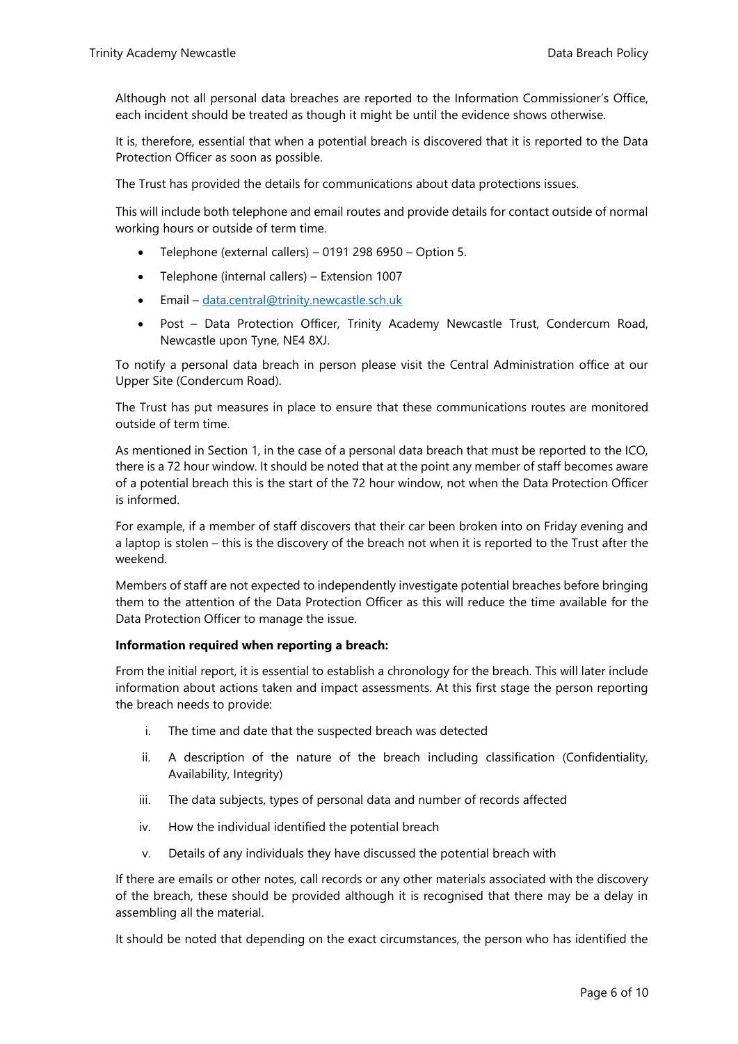Although not all personal data breaches are reported to the Information Commissioner's Office, each incident should be treated as though it might be until the evidence shows otherwise.

It is, therefore, essential that when a potential breach is discovered that it is reported to the Data Protection Officer as soon as possible.

The Trust has provided the details for communications about data protections issues.

This will include both telephone and email routes and provide details for contact outside of normal working hours or outside of term time.

- Telephone (external callers) – 0191 298 6950 – Option 5.
- Telephone (internal callers) – Extension 1007
- Email – [data.central@trinity.newcastle.sch.uk](mailto:data.central@trinity.newcastle.sch.uk)
- Post – Data Protection Officer, Trinity Academy Newcastle Trust, Condercum Road, Newcastle upon Tyne, NE4 8XJ.

To notify a personal data breach in person please visit the Central Administration office at our Upper Site (Condercum Road).

The Trust has put measures in place to ensure that these communications routes are monitored outside of term time.

As mentioned in Section 1, in the case of a personal data breach that must be reported to the ICO, there is a 72 hour window. It should be noted that at the point any member of staff becomes aware of a potential breach this is the start of the 72 hour window, not when the Data Protection Officer is informed.

For example, if a member of staff discovers that their car been broken into on Friday evening and a laptop is stolen – this is the discovery of the breach not when it is reported to the Trust after the weekend.

Members of staff are not expected to independently investigate potential breaches before bringing them to the attention of the Data Protection Officer as this will reduce the time available for the Data Protection Officer to manage the issue.

**Information required when reporting a breach:**

From the initial report, it is essential to establish a chronology for the breach. This will later include information about actions taken and impact assessments. At this first stage the person reporting the breach needs to provide:

i. The time and date that the suspected breach was detected
ii. A description of the nature of the breach including classification (Confidentiality, Availability, Integrity)
iii. The data subjects, types of personal data and number of records affected
iv. How the individual identified the potential breach
v. Details of any individuals they have discussed the potential breach with

If there are emails or other notes, call records or any other materials associated with the discovery of the breach, these should be provided although it is recognised that there may be a delay in assembling all the material.

It should be noted that depending on the exact circumstances, the person who has identified the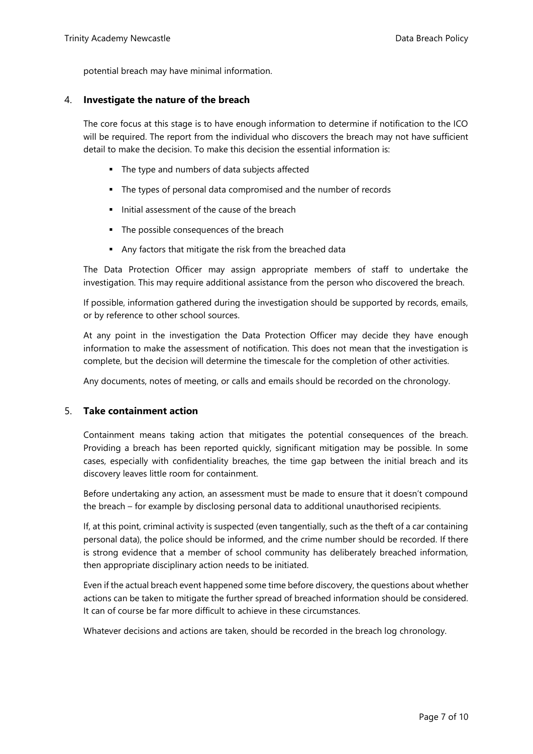potential breach may have minimal information.

## 4. **Investigate the nature of the breach**

The core focus at this stage is to have enough information to determine if notification to the ICO will be required. The report from the individual who discovers the breach may not have sufficient detail to make the decision. To make this decision the essential information is:

- The type and numbers of data subjects affected
- The types of personal data compromised and the number of records
- Initial assessment of the cause of the breach
- The possible consequences of the breach
- Any factors that mitigate the risk from the breached data

The Data Protection Officer may assign appropriate members of staff to undertake the investigation. This may require additional assistance from the person who discovered the breach.

If possible, information gathered during the investigation should be supported by records, emails, or by reference to other school sources.

At any point in the investigation the Data Protection Officer may decide they have enough information to make the assessment of notification. This does not mean that the investigation is complete, but the decision will determine the timescale for the completion of other activities.

Any documents, notes of meeting, or calls and emails should be recorded on the chronology.

## 5. **Take containment action**

Containment means taking action that mitigates the potential consequences of the breach. Providing a breach has been reported quickly, significant mitigation may be possible. In some cases, especially with confidentiality breaches, the time gap between the initial breach and its discovery leaves little room for containment.

Before undertaking any action, an assessment must be made to ensure that it doesn't compound the breach – for example by disclosing personal data to additional unauthorised recipients.

If, at this point, criminal activity is suspected (even tangentially, such as the theft of a car containing personal data), the police should be informed, and the crime number should be recorded. If there is strong evidence that a member of school community has deliberately breached information, then appropriate disciplinary action needs to be initiated.

Even if the actual breach event happened some time before discovery, the questions about whether actions can be taken to mitigate the further spread of breached information should be considered. It can of course be far more difficult to achieve in these circumstances.

Whatever decisions and actions are taken, should be recorded in the breach log chronology.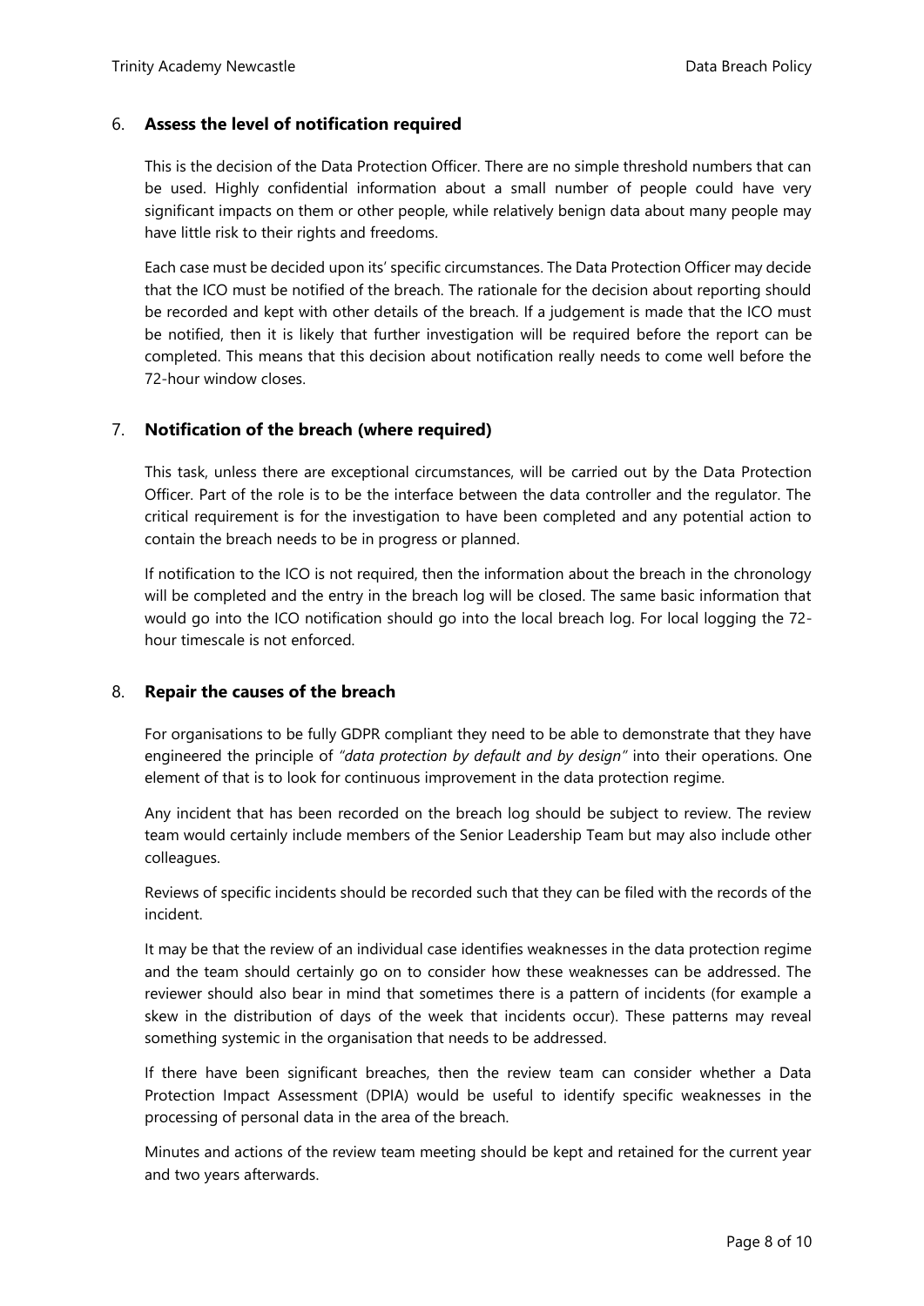## 6. **Assess the level of notification required**

This is the decision of the Data Protection Officer. There are no simple threshold numbers that can be used. Highly confidential information about a small number of people could have very significant impacts on them or other people, while relatively benign data about many people may have little risk to their rights and freedoms.

Each case must be decided upon its' specific circumstances. The Data Protection Officer may decide that the ICO must be notified of the breach. The rationale for the decision about reporting should be recorded and kept with other details of the breach. If a judgement is made that the ICO must be notified, then it is likely that further investigation will be required before the report can be completed. This means that this decision about notification really needs to come well before the 72-hour window closes.

## 7. **Notification of the breach (where required)**

This task, unless there are exceptional circumstances, will be carried out by the Data Protection Officer. Part of the role is to be the interface between the data controller and the regulator. The critical requirement is for the investigation to have been completed and any potential action to contain the breach needs to be in progress or planned.

If notification to the ICO is not required, then the information about the breach in the chronology will be completed and the entry in the breach log will be closed. The same basic information that would go into the ICO notification should go into the local breach log. For local logging the 72-hour timescale is not enforced.

## 8. **Repair the causes of the breach**

For organisations to be fully GDPR compliant they need to be able to demonstrate that they have engineered the principle of *"data protection by default and by design"* into their operations. One element of that is to look for continuous improvement in the data protection regime.

Any incident that has been recorded on the breach log should be subject to review. The review team would certainly include members of the Senior Leadership Team but may also include other colleagues.

Reviews of specific incidents should be recorded such that they can be filed with the records of the incident.

It may be that the review of an individual case identifies weaknesses in the data protection regime and the team should certainly go on to consider how these weaknesses can be addressed. The reviewer should also bear in mind that sometimes there is a pattern of incidents (for example a skew in the distribution of days of the week that incidents occur). These patterns may reveal something systemic in the organisation that needs to be addressed.

If there have been significant breaches, then the review team can consider whether a Data Protection Impact Assessment (DPIA) would be useful to identify specific weaknesses in the processing of personal data in the area of the breach.

Minutes and actions of the review team meeting should be kept and retained for the current year and two years afterwards.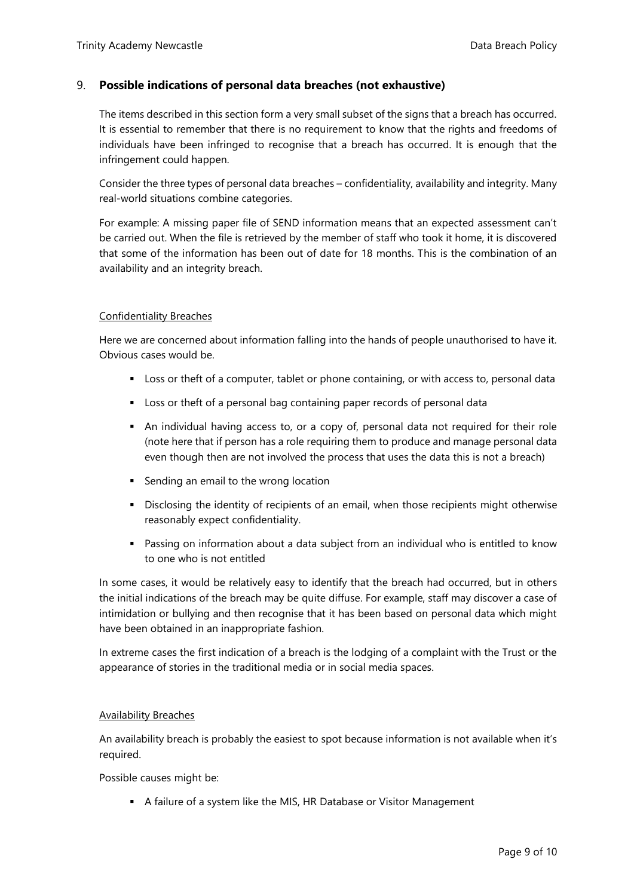## 9. **Possible indications of personal data breaches (not exhaustive)**

The items described in this section form a very small subset of the signs that a breach has occurred. It is essential to remember that there is no requirement to know that the rights and freedoms of individuals have been infringed to recognise that a breach has occurred. It is enough that the infringement could happen.

Consider the three types of personal data breaches – confidentiality, availability and integrity. Many real-world situations combine categories.

For example: A missing paper file of SEND information means that an expected assessment can't be carried out. When the file is retrieved by the member of staff who took it home, it is discovered that some of the information has been out of date for 18 months. This is the combination of an availability and an integrity breach.

### Confidentiality Breaches

Here we are concerned about information falling into the hands of people unauthorised to have it. Obvious cases would be.

- Loss or theft of a computer, tablet or phone containing, or with access to, personal data
- Loss or theft of a personal bag containing paper records of personal data
- An individual having access to, or a copy of, personal data not required for their role (note here that if person has a role requiring them to produce and manage personal data even though then are not involved the process that uses the data this is not a breach)
- Sending an email to the wrong location
- Disclosing the identity of recipients of an email, when those recipients might otherwise reasonably expect confidentiality.
- Passing on information about a data subject from an individual who is entitled to know to one who is not entitled

In some cases, it would be relatively easy to identify that the breach had occurred, but in others the initial indications of the breach may be quite diffuse. For example, staff may discover a case of intimidation or bullying and then recognise that it has been based on personal data which might have been obtained in an inappropriate fashion.

In extreme cases the first indication of a breach is the lodging of a complaint with the Trust or the appearance of stories in the traditional media or in social media spaces.

### Availability Breaches

An availability breach is probably the easiest to spot because information is not available when it's required.

Possible causes might be:

- A failure of a system like the MIS, HR Database or Visitor Management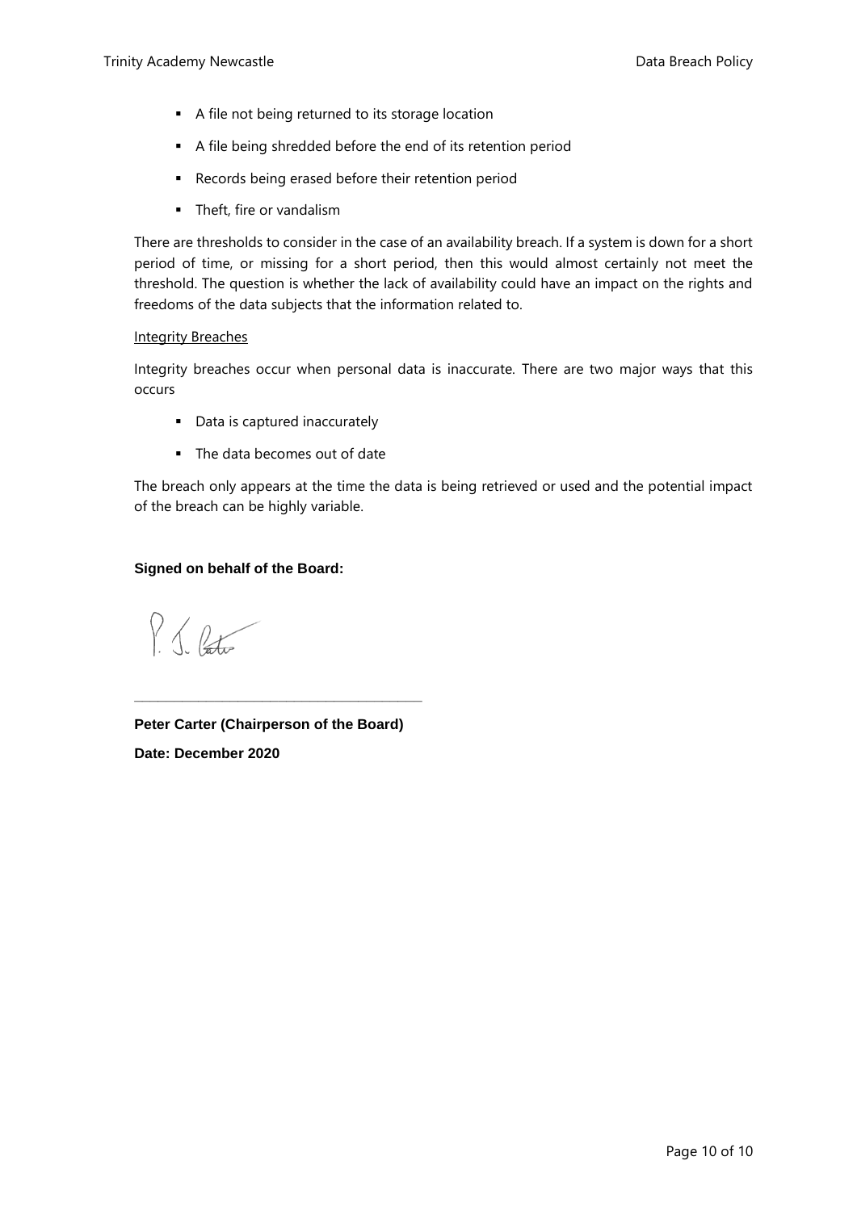- A file not being returned to its storage location
- A file being shredded before the end of its retention period
- Records being erased before their retention period
- Theft, fire or vandalism

There are thresholds to consider in the case of an availability breach. If a system is down for a short period of time, or missing for a short period, then this would almost certainly not meet the threshold. The question is whether the lack of availability could have an impact on the rights and freedoms of the data subjects that the information related to.

<u>Integrity Breaches</u>

Integrity breaches occur when personal data is inaccurate. There are two major ways that this occurs

- Data is captured inaccurately
- The data becomes out of date

The breach only appears at the time the data is being retrieved or used and the potential impact of the breach can be highly variable.

**Signed on behalf of the Board:**

P. J. Carter

\_\_\_\_\_\_\_\_\_\_\_\_\_\_\_\_\_\_\_\_\_\_\_\_\_\_\_\_\_\_\_\_\_\_\_\_\_\_\_\_

**Peter Carter (Chairperson of the Board)**

**Date: December 2020**